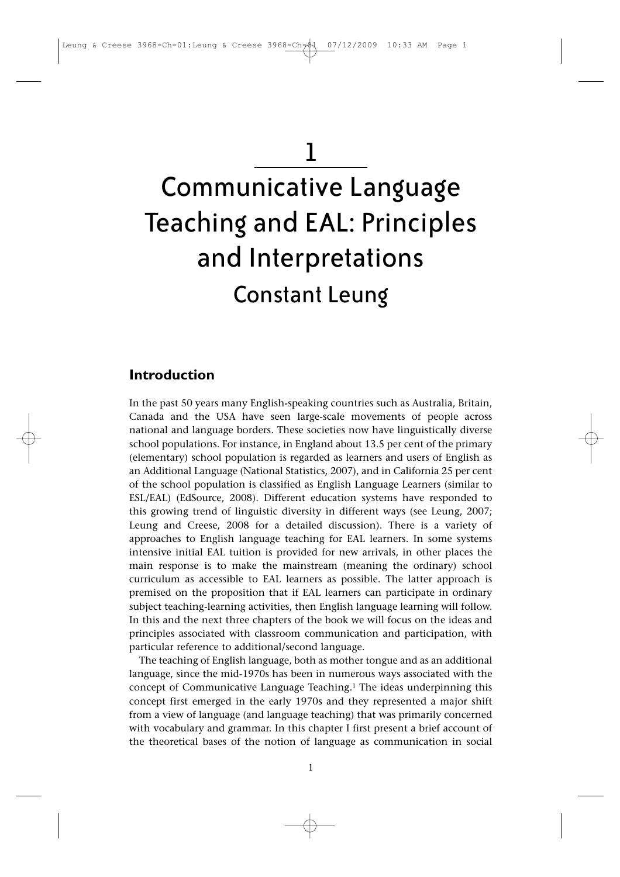# 1

# Communicative Language Teaching and EAL: Principles and Interpretations

## Constant Leung

## Introduction

In the past 50 years many English-speaking countries such as Australia, Britain, Canada and the USA have seen large-scale movements of people across national and language borders. These societies now have linguistically diverse school populations. For instance, in England about 13.5 per cent of the primary (elementary) school population is regarded as learners and users of English as an Additional Language (National Statistics, 2007), and in California 25 per cent of the school population is classified as English Language Learners (similar to ESL/EAL) (EdSource, 2008). Different education systems have responded to this growing trend of linguistic diversity in different ways (see Leung, 2007; Leung and Creese, 2008 for a detailed discussion). There is a variety of approaches to English language teaching for EAL learners. In some systems intensive initial EAL tuition is provided for new arrivals, in other places the main response is to make the mainstream (meaning the ordinary) school curriculum as accessible to EAL learners as possible. The latter approach is premised on the proposition that if EAL learners can participate in ordinary subject teaching-learning activities, then English language learning will follow. In this and the next three chapters of the book we will focus on the ideas and principles associated with classroom communication and participation, with particular reference to additional/second language.

The teaching of English language, both as mother tongue and as an additional language, since the mid-1970s has been in numerous ways associated with the concept of Communicative Language Teaching.[1] The ideas underpinning this concept first emerged in the early 1970s and they represented a major shift from a view of language (and language teaching) that was primarily concerned with vocabulary and grammar. In this chapter I first present a brief account of the theoretical bases of the notion of language as communication in social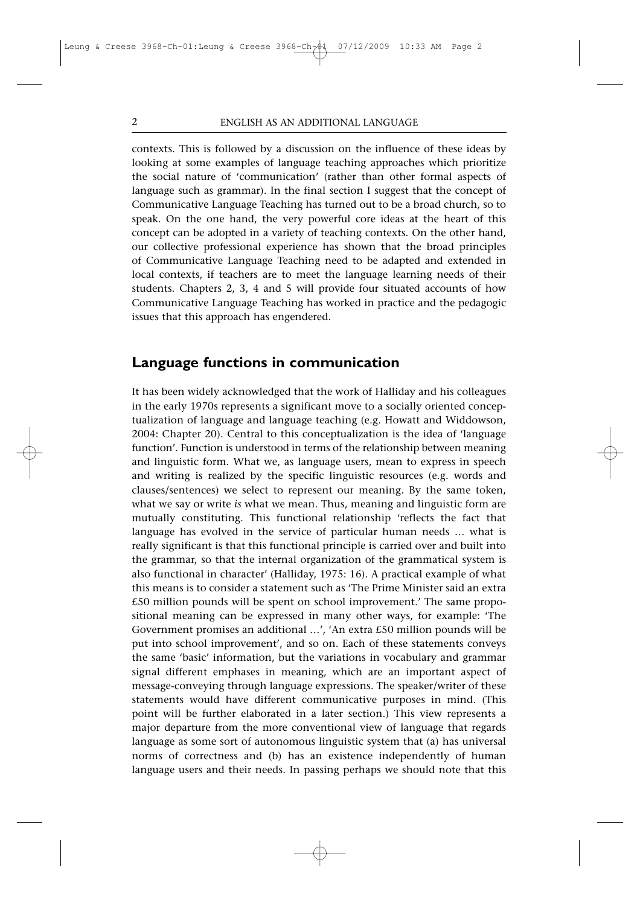contexts. This is followed by a discussion on the influence of these ideas by looking at some examples of language teaching approaches which prioritize the social nature of 'communication' (rather than other formal aspects of language such as grammar). In the final section I suggest that the concept of Communicative Language Teaching has turned out to be a broad church, so to speak. On the one hand, the very powerful core ideas at the heart of this concept can be adopted in a variety of teaching contexts. On the other hand, our collective professional experience has shown that the broad principles of Communicative Language Teaching need to be adapted and extended in local contexts, if teachers are to meet the language learning needs of their students. Chapters 2, 3, 4 and 5 will provide four situated accounts of how Communicative Language Teaching has worked in practice and the pedagogic issues that this approach has engendered.

## Language functions in communication

It has been widely acknowledged that the work of Halliday and his colleagues in the early 1970s represents a significant move to a socially oriented conceptualization of language and language teaching (e.g. Howatt and Widdowson, 2004: Chapter 20). Central to this conceptualization is the idea of 'language function'. Function is understood in terms of the relationship between meaning and linguistic form. What we, as language users, mean to express in speech and writing is realized by the specific linguistic resources (e.g. words and clauses/sentences) we select to represent our meaning. By the same token, what we say or write *is* what we mean. Thus, meaning and linguistic form are mutually constituting. This functional relationship 'reflects the fact that language has evolved in the service of particular human needs … what is really significant is that this functional principle is carried over and built into the grammar, so that the internal organization of the grammatical system is also functional in character' (Halliday, 1975: 16). A practical example of what this means is to consider a statement such as 'The Prime Minister said an extra £50 million pounds will be spent on school improvement.' The same propositional meaning can be expressed in many other ways, for example: 'The Government promises an additional …', 'An extra £50 million pounds will be put into school improvement', and so on. Each of these statements conveys the same 'basic' information, but the variations in vocabulary and grammar signal different emphases in meaning, which are an important aspect of message-conveying through language expressions. The speaker/writer of these statements would have different communicative purposes in mind. (This point will be further elaborated in a later section.) This view represents a major departure from the more conventional view of language that regards language as some sort of autonomous linguistic system that (a) has universal norms of correctness and (b) has an existence independently of human language users and their needs. In passing perhaps we should note that this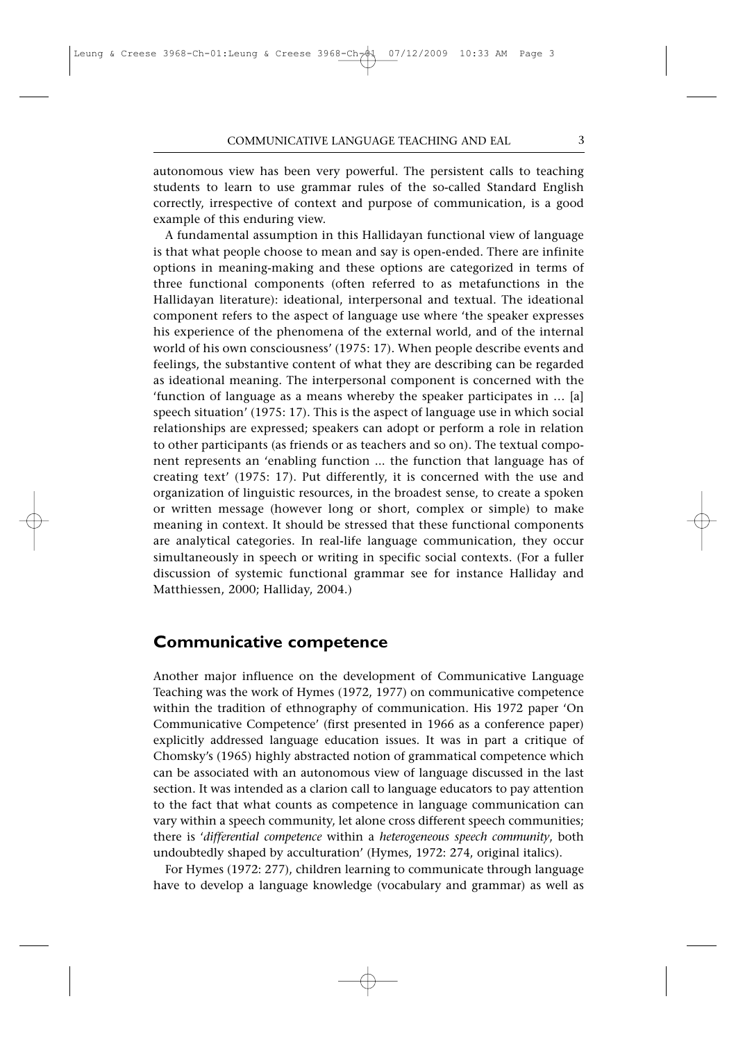autonomous view has been very powerful. The persistent calls to teaching students to learn to use grammar rules of the so-called Standard English correctly, irrespective of context and purpose of communication, is a good example of this enduring view.

A fundamental assumption in this Hallidayan functional view of language is that what people choose to mean and say is open-ended. There are infinite options in meaning-making and these options are categorized in terms of three functional components (often referred to as metafunctions in the Hallidayan literature): ideational, interpersonal and textual. The ideational component refers to the aspect of language use where 'the speaker expresses his experience of the phenomena of the external world, and of the internal world of his own consciousness' (1975: 17). When people describe events and feelings, the substantive content of what they are describing can be regarded as ideational meaning. The interpersonal component is concerned with the 'function of language as a means whereby the speaker participates in … [a] speech situation' (1975: 17). This is the aspect of language use in which social relationships are expressed; speakers can adopt or perform a role in relation to other participants (as friends or as teachers and so on). The textual component represents an 'enabling function ... the function that language has of creating text' (1975: 17). Put differently, it is concerned with the use and organization of linguistic resources, in the broadest sense, to create a spoken or written message (however long or short, complex or simple) to make meaning in context. It should be stressed that these functional components are analytical categories. In real-life language communication, they occur simultaneously in speech or writing in specific social contexts. (For a fuller discussion of systemic functional grammar see for instance Halliday and Matthiessen, 2000; Halliday, 2004.)

## Communicative competence

Another major influence on the development of Communicative Language Teaching was the work of Hymes (1972, 1977) on communicative competence within the tradition of ethnography of communication. His 1972 paper 'On Communicative Competence' (first presented in 1966 as a conference paper) explicitly addressed language education issues. It was in part a critique of Chomsky's (1965) highly abstracted notion of grammatical competence which can be associated with an autonomous view of language discussed in the last section. It was intended as a clarion call to language educators to pay attention to the fact that what counts as competence in language communication can vary within a speech community, let alone cross different speech communities; there is '*differential competence* within a *heterogeneous speech community*, both undoubtedly shaped by acculturation' (Hymes, 1972: 274, original italics).

For Hymes (1972: 277), children learning to communicate through language have to develop a language knowledge (vocabulary and grammar) as well as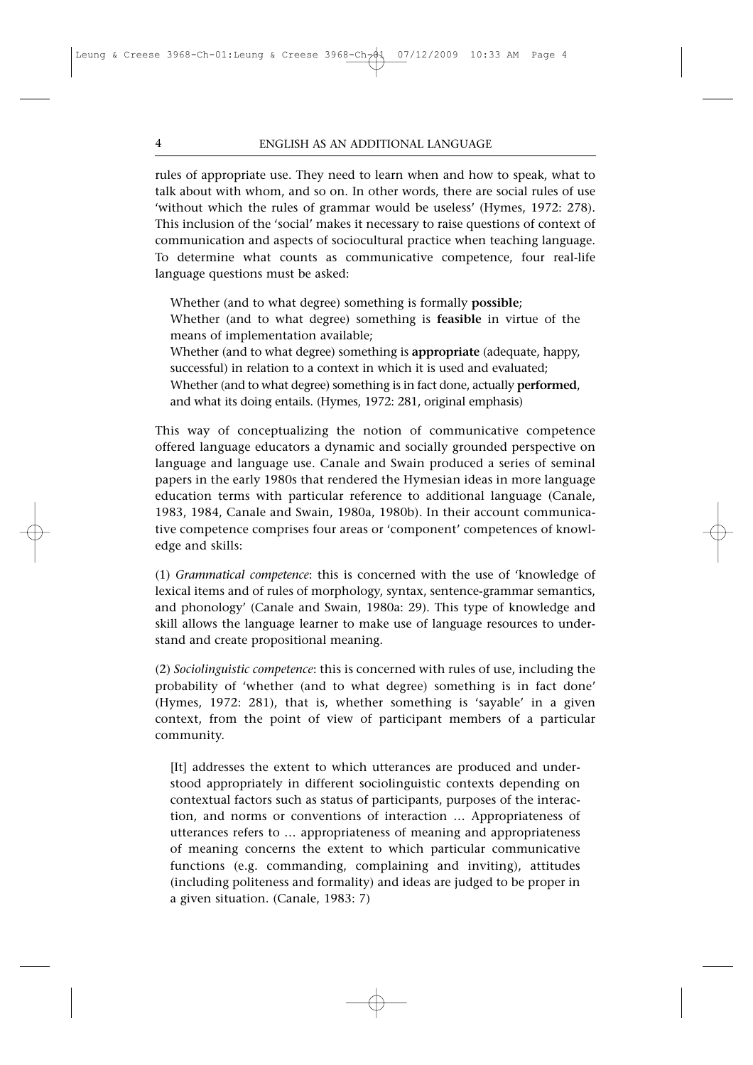rules of appropriate use. They need to learn when and how to speak, what to talk about with whom, and so on. In other words, there are social rules of use 'without which the rules of grammar would be useless' (Hymes, 1972: 278). This inclusion of the 'social' makes it necessary to raise questions of context of communication and aspects of sociocultural practice when teaching language. To determine what counts as communicative competence, four real-life language questions must be asked:

> Whether (and to what degree) something is formally **possible**;
> Whether (and to what degree) something is **feasible** in virtue of the means of implementation available;
> Whether (and to what degree) something is **appropriate** (adequate, happy, successful) in relation to a context in which it is used and evaluated;
> Whether (and to what degree) something is in fact done, actually **performed**, and what its doing entails. (Hymes, 1972: 281, original emphasis)

This way of conceptualizing the notion of communicative competence offered language educators a dynamic and socially grounded perspective on language and language use. Canale and Swain produced a series of seminal papers in the early 1980s that rendered the Hymesian ideas in more language education terms with particular reference to additional language (Canale, 1983, 1984, Canale and Swain, 1980a, 1980b). In their account communicative competence comprises four areas or 'component' competences of knowledge and skills:

(1) *Grammatical competence*: this is concerned with the use of 'knowledge of lexical items and of rules of morphology, syntax, sentence-grammar semantics, and phonology' (Canale and Swain, 1980a: 29). This type of knowledge and skill allows the language learner to make use of language resources to understand and create propositional meaning.

(2) *Sociolinguistic competence*: this is concerned with rules of use, including the probability of 'whether (and to what degree) something is in fact done' (Hymes, 1972: 281), that is, whether something is 'sayable' in a given context, from the point of view of participant members of a particular community.

> [It] addresses the extent to which utterances are produced and understood appropriately in different sociolinguistic contexts depending on contextual factors such as status of participants, purposes of the interaction, and norms or conventions of interaction … Appropriateness of utterances refers to … appropriateness of meaning and appropriateness of meaning concerns the extent to which particular communicative functions (e.g. commanding, complaining and inviting), attitudes (including politeness and formality) and ideas are judged to be proper in a given situation. (Canale, 1983: 7)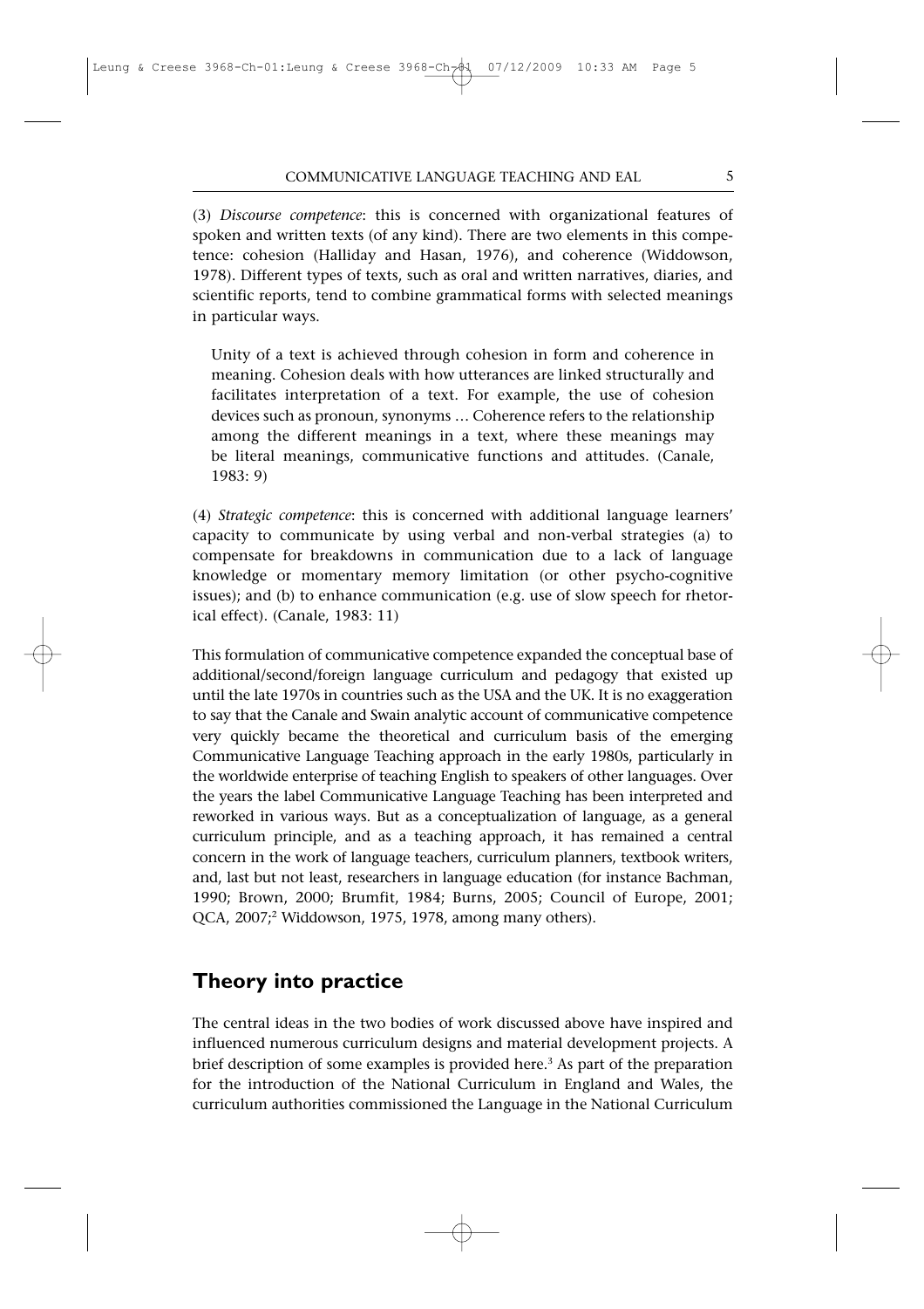(3) *Discourse competence*: this is concerned with organizational features of spoken and written texts (of any kind). There are two elements in this competence: cohesion (Halliday and Hasan, 1976), and coherence (Widdowson, 1978). Different types of texts, such as oral and written narratives, diaries, and scientific reports, tend to combine grammatical forms with selected meanings in particular ways.

> Unity of a text is achieved through cohesion in form and coherence in meaning. Cohesion deals with how utterances are linked structurally and facilitates interpretation of a text. For example, the use of cohesion devices such as pronoun, synonyms … Coherence refers to the relationship among the different meanings in a text, where these meanings may be literal meanings, communicative functions and attitudes. (Canale, 1983: 9)

(4) *Strategic competence*: this is concerned with additional language learners' capacity to communicate by using verbal and non-verbal strategies (a) to compensate for breakdowns in communication due to a lack of language knowledge or momentary memory limitation (or other psycho-cognitive issues); and (b) to enhance communication (e.g. use of slow speech for rhetorical effect). (Canale, 1983: 11)

This formulation of communicative competence expanded the conceptual base of additional/second/foreign language curriculum and pedagogy that existed up until the late 1970s in countries such as the USA and the UK. It is no exaggeration to say that the Canale and Swain analytic account of communicative competence very quickly became the theoretical and curriculum basis of the emerging Communicative Language Teaching approach in the early 1980s, particularly in the worldwide enterprise of teaching English to speakers of other languages. Over the years the label Communicative Language Teaching has been interpreted and reworked in various ways. But as a conceptualization of language, as a general curriculum principle, and as a teaching approach, it has remained a central concern in the work of language teachers, curriculum planners, textbook writers, and, last but not least, researchers in language education (for instance Bachman, 1990; Brown, 2000; Brumfit, 1984; Burns, 2005; Council of Europe, 2001; QCA, 2007;[2] Widdowson, 1975, 1978, among many others).

## Theory into practice

The central ideas in the two bodies of work discussed above have inspired and influenced numerous curriculum designs and material development projects. A brief description of some examples is provided here.[3] As part of the preparation for the introduction of the National Curriculum in England and Wales, the curriculum authorities commissioned the Language in the National Curriculum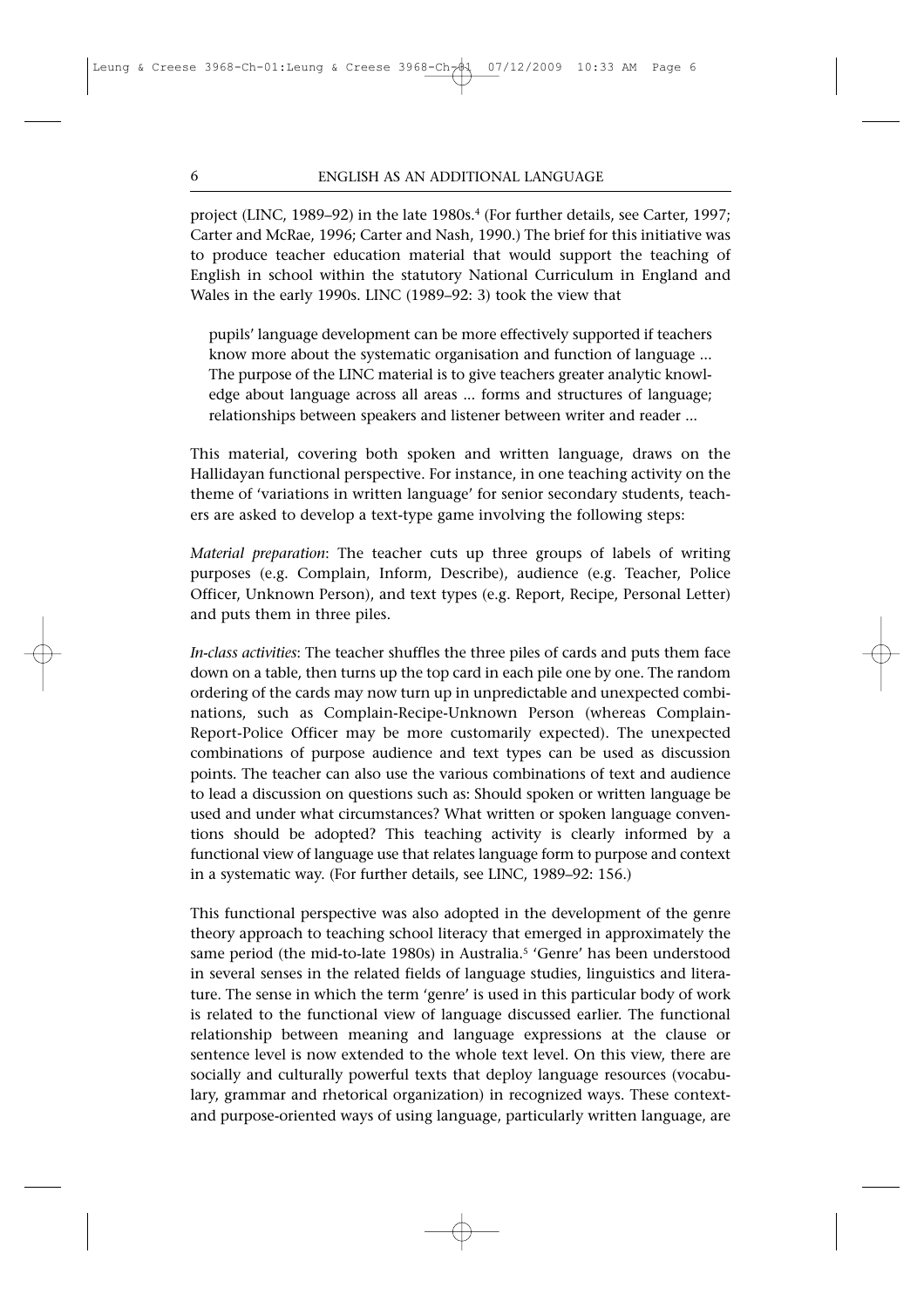project (LINC, 1989–92) in the late 1980s.[4] (For further details, see Carter, 1997; Carter and McRae, 1996; Carter and Nash, 1990.) The brief for this initiative was to produce teacher education material that would support the teaching of English in school within the statutory National Curriculum in England and Wales in the early 1990s. LINC (1989–92: 3) took the view that

> pupils' language development can be more effectively supported if teachers know more about the systematic organisation and function of language ... The purpose of the LINC material is to give teachers greater analytic knowledge about language across all areas ... forms and structures of language; relationships between speakers and listener between writer and reader ...

This material, covering both spoken and written language, draws on the Hallidayan functional perspective. For instance, in one teaching activity on the theme of 'variations in written language' for senior secondary students, teachers are asked to develop a text-type game involving the following steps:

*Material preparation*: The teacher cuts up three groups of labels of writing purposes (e.g. Complain, Inform, Describe), audience (e.g. Teacher, Police Officer, Unknown Person), and text types (e.g. Report, Recipe, Personal Letter) and puts them in three piles.

*In-class activities*: The teacher shuffles the three piles of cards and puts them face down on a table, then turns up the top card in each pile one by one. The random ordering of the cards may now turn up in unpredictable and unexpected combinations, such as Complain-Recipe-Unknown Person (whereas Complain-Report-Police Officer may be more customarily expected). The unexpected combinations of purpose audience and text types can be used as discussion points. The teacher can also use the various combinations of text and audience to lead a discussion on questions such as: Should spoken or written language be used and under what circumstances? What written or spoken language conventions should be adopted? This teaching activity is clearly informed by a functional view of language use that relates language form to purpose and context in a systematic way. (For further details, see LINC, 1989–92: 156.)

This functional perspective was also adopted in the development of the genre theory approach to teaching school literacy that emerged in approximately the same period (the mid-to-late 1980s) in Australia.[5] 'Genre' has been understood in several senses in the related fields of language studies, linguistics and literature. The sense in which the term 'genre' is used in this particular body of work is related to the functional view of language discussed earlier. The functional relationship between meaning and language expressions at the clause or sentence level is now extended to the whole text level. On this view, there are socially and culturally powerful texts that deploy language resources (vocabulary, grammar and rhetorical organization) in recognized ways. These context- and purpose-oriented ways of using language, particularly written language, are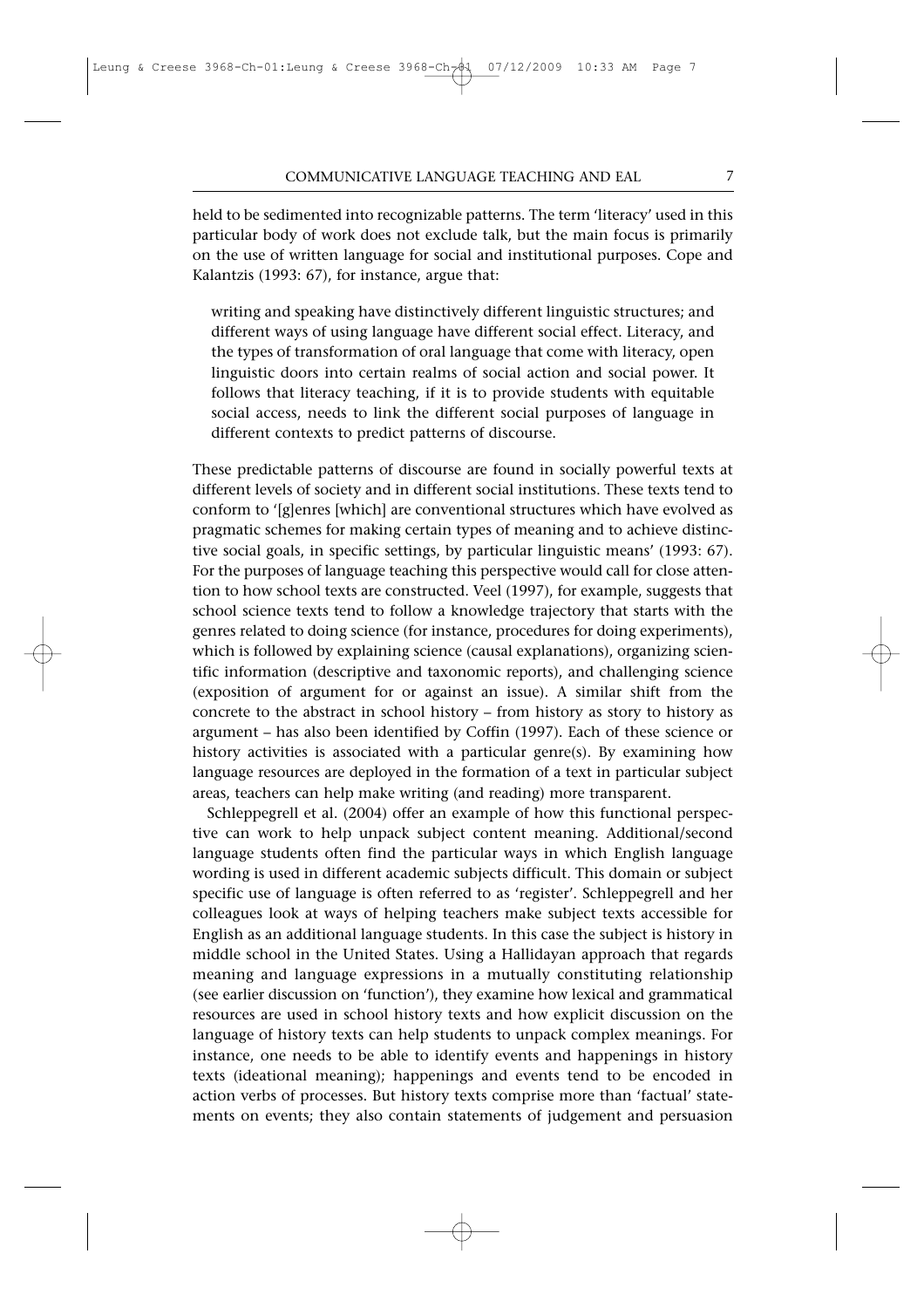held to be sedimented into recognizable patterns. The term 'literacy' used in this particular body of work does not exclude talk, but the main focus is primarily on the use of written language for social and institutional purposes. Cope and Kalantzis (1993: 67), for instance, argue that:

> writing and speaking have distinctively different linguistic structures; and different ways of using language have different social effect. Literacy, and the types of transformation of oral language that come with literacy, open linguistic doors into certain realms of social action and social power. It follows that literacy teaching, if it is to provide students with equitable social access, needs to link the different social purposes of language in different contexts to predict patterns of discourse.

These predictable patterns of discourse are found in socially powerful texts at different levels of society and in different social institutions. These texts tend to conform to '[g]enres [which] are conventional structures which have evolved as pragmatic schemes for making certain types of meaning and to achieve distinctive social goals, in specific settings, by particular linguistic means' (1993: 67). For the purposes of language teaching this perspective would call for close attention to how school texts are constructed. Veel (1997), for example, suggests that school science texts tend to follow a knowledge trajectory that starts with the genres related to doing science (for instance, procedures for doing experiments), which is followed by explaining science (causal explanations), organizing scientific information (descriptive and taxonomic reports), and challenging science (exposition of argument for or against an issue). A similar shift from the concrete to the abstract in school history – from history as story to history as argument – has also been identified by Coffin (1997). Each of these science or history activities is associated with a particular genre(s). By examining how language resources are deployed in the formation of a text in particular subject areas, teachers can help make writing (and reading) more transparent.

Schleppegrell et al. (2004) offer an example of how this functional perspective can work to help unpack subject content meaning. Additional/second language students often find the particular ways in which English language wording is used in different academic subjects difficult. This domain or subject specific use of language is often referred to as 'register'. Schleppegrell and her colleagues look at ways of helping teachers make subject texts accessible for English as an additional language students. In this case the subject is history in middle school in the United States. Using a Hallidayan approach that regards meaning and language expressions in a mutually constituting relationship (see earlier discussion on 'function'), they examine how lexical and grammatical resources are used in school history texts and how explicit discussion on the language of history texts can help students to unpack complex meanings. For instance, one needs to be able to identify events and happenings in history texts (ideational meaning); happenings and events tend to be encoded in action verbs of processes. But history texts comprise more than 'factual' statements on events; they also contain statements of judgement and persuasion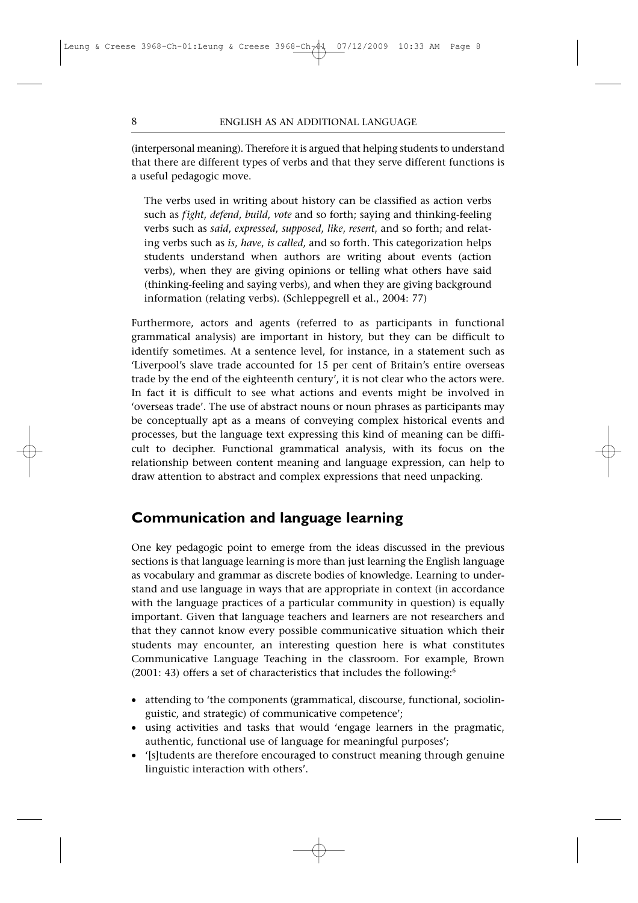(interpersonal meaning). Therefore it is argued that helping students to understand that there are different types of verbs and that they serve different functions is a useful pedagogic move.

> The verbs used in writing about history can be classified as action verbs such as *fight*, *defend*, *build*, *vote* and so forth; saying and thinking-feeling verbs such as *said*, *expressed*, *supposed*, *like*, *resent*, and so forth; and relating verbs such as *is*, *have*, *is called*, and so forth. This categorization helps students understand when authors are writing about events (action verbs), when they are giving opinions or telling what others have said (thinking-feeling and saying verbs), and when they are giving background information (relating verbs). (Schleppegrell et al., 2004: 77)

Furthermore, actors and agents (referred to as participants in functional grammatical analysis) are important in history, but they can be difficult to identify sometimes. At a sentence level, for instance, in a statement such as 'Liverpool's slave trade accounted for 15 per cent of Britain's entire overseas trade by the end of the eighteenth century', it is not clear who the actors were. In fact it is difficult to see what actions and events might be involved in 'overseas trade'. The use of abstract nouns or noun phrases as participants may be conceptually apt as a means of conveying complex historical events and processes, but the language text expressing this kind of meaning can be difficult to decipher. Functional grammatical analysis, with its focus on the relationship between content meaning and language expression, can help to draw attention to abstract and complex expressions that need unpacking.

## Communication and language learning

One key pedagogic point to emerge from the ideas discussed in the previous sections is that language learning is more than just learning the English language as vocabulary and grammar as discrete bodies of knowledge. Learning to understand and use language in ways that are appropriate in context (in accordance with the language practices of a particular community in question) is equally important. Given that language teachers and learners are not researchers and that they cannot know every possible communicative situation which their students may encounter, an interesting question here is what constitutes Communicative Language Teaching in the classroom. For example, Brown (2001: 43) offers a set of characteristics that includes the following:[6]

- attending to 'the components (grammatical, discourse, functional, sociolinguistic, and strategic) of communicative competence';
- using activities and tasks that would 'engage learners in the pragmatic, authentic, functional use of language for meaningful purposes';
- '[s]tudents are therefore encouraged to construct meaning through genuine linguistic interaction with others'.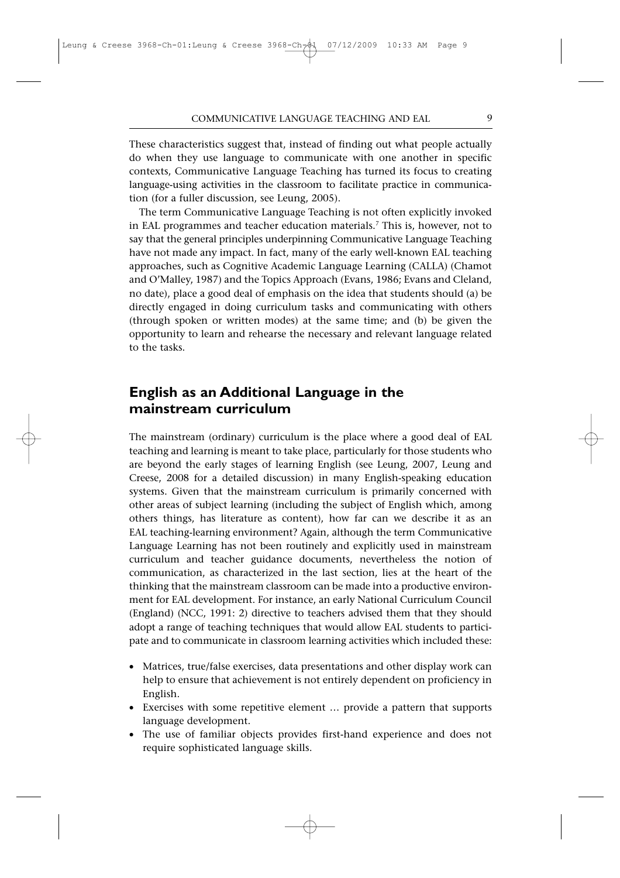These characteristics suggest that, instead of finding out what people actually do when they use language to communicate with one another in specific contexts, Communicative Language Teaching has turned its focus to creating language-using activities in the classroom to facilitate practice in communication (for a fuller discussion, see Leung, 2005).

The term Communicative Language Teaching is not often explicitly invoked in EAL programmes and teacher education materials.[7] This is, however, not to say that the general principles underpinning Communicative Language Teaching have not made any impact. In fact, many of the early well-known EAL teaching approaches, such as Cognitive Academic Language Learning (CALLA) (Chamot and O'Malley, 1987) and the Topics Approach (Evans, 1986; Evans and Cleland, no date), place a good deal of emphasis on the idea that students should (a) be directly engaged in doing curriculum tasks and communicating with others (through spoken or written modes) at the same time; and (b) be given the opportunity to learn and rehearse the necessary and relevant language related to the tasks.

## English as an Additional Language in the mainstream curriculum

The mainstream (ordinary) curriculum is the place where a good deal of EAL teaching and learning is meant to take place, particularly for those students who are beyond the early stages of learning English (see Leung, 2007, Leung and Creese, 2008 for a detailed discussion) in many English-speaking education systems. Given that the mainstream curriculum is primarily concerned with other areas of subject learning (including the subject of English which, among others things, has literature as content), how far can we describe it as an EAL teaching-learning environment? Again, although the term Communicative Language Learning has not been routinely and explicitly used in mainstream curriculum and teacher guidance documents, nevertheless the notion of communication, as characterized in the last section, lies at the heart of the thinking that the mainstream classroom can be made into a productive environment for EAL development. For instance, an early National Curriculum Council (England) (NCC, 1991: 2) directive to teachers advised them that they should adopt a range of teaching techniques that would allow EAL students to participate and to communicate in classroom learning activities which included these:

- Matrices, true/false exercises, data presentations and other display work can help to ensure that achievement is not entirely dependent on proficiency in English.
- Exercises with some repetitive element … provide a pattern that supports language development.
- The use of familiar objects provides first-hand experience and does not require sophisticated language skills.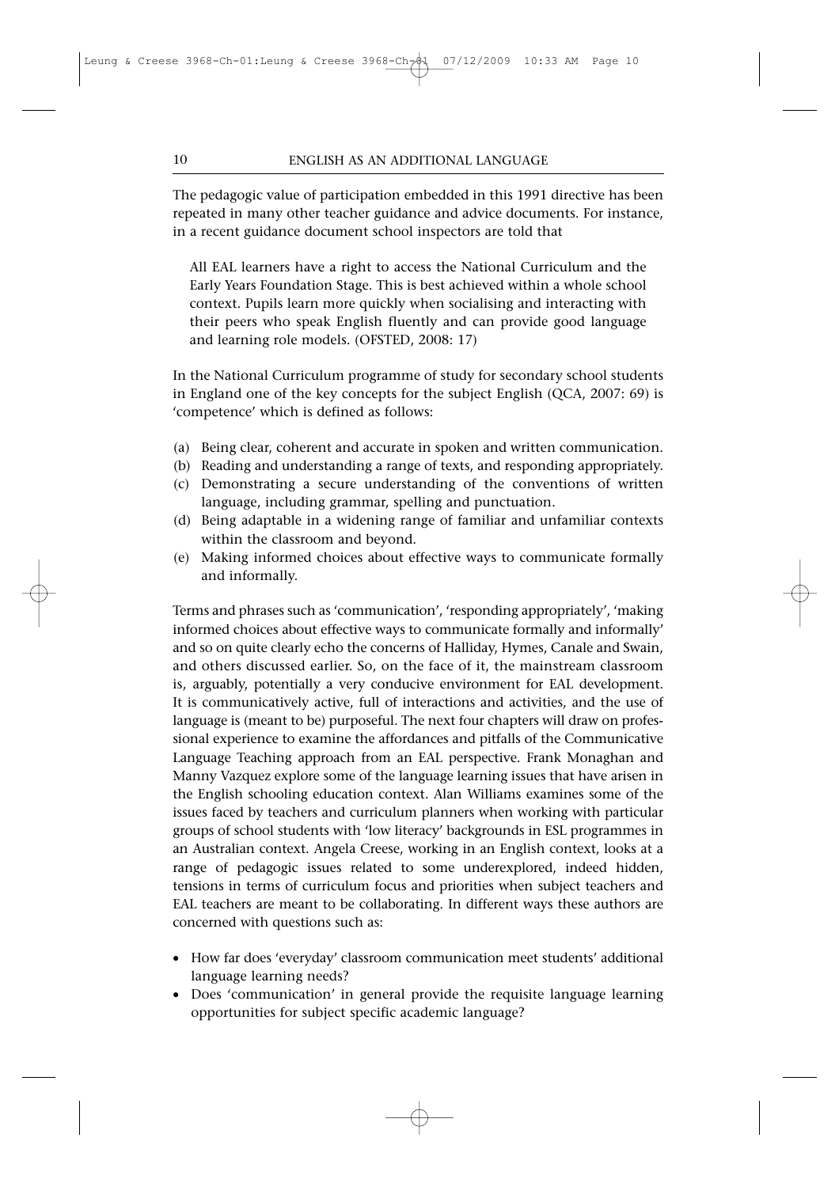The pedagogic value of participation embedded in this 1991 directive has been repeated in many other teacher guidance and advice documents. For instance, in a recent guidance document school inspectors are told that

> All EAL learners have a right to access the National Curriculum and the Early Years Foundation Stage. This is best achieved within a whole school context. Pupils learn more quickly when socialising and interacting with their peers who speak English fluently and can provide good language and learning role models. (OFSTED, 2008: 17)

In the National Curriculum programme of study for secondary school students in England one of the key concepts for the subject English (QCA, 2007: 69) is 'competence' which is defined as follows:

(a) Being clear, coherent and accurate in spoken and written communication.
(b) Reading and understanding a range of texts, and responding appropriately.
(c) Demonstrating a secure understanding of the conventions of written language, including grammar, spelling and punctuation.
(d) Being adaptable in a widening range of familiar and unfamiliar contexts within the classroom and beyond.
(e) Making informed choices about effective ways to communicate formally and informally.

Terms and phrases such as 'communication', 'responding appropriately', 'making informed choices about effective ways to communicate formally and informally' and so on quite clearly echo the concerns of Halliday, Hymes, Canale and Swain, and others discussed earlier. So, on the face of it, the mainstream classroom is, arguably, potentially a very conducive environment for EAL development. It is communicatively active, full of interactions and activities, and the use of language is (meant to be) purposeful. The next four chapters will draw on professional experience to examine the affordances and pitfalls of the Communicative Language Teaching approach from an EAL perspective. Frank Monaghan and Manny Vazquez explore some of the language learning issues that have arisen in the English schooling education context. Alan Williams examines some of the issues faced by teachers and curriculum planners when working with particular groups of school students with 'low literacy' backgrounds in ESL programmes in an Australian context. Angela Creese, working in an English context, looks at a range of pedagogic issues related to some underexplored, indeed hidden, tensions in terms of curriculum focus and priorities when subject teachers and EAL teachers are meant to be collaborating. In different ways these authors are concerned with questions such as:

- How far does 'everyday' classroom communication meet students' additional language learning needs?
- Does 'communication' in general provide the requisite language learning opportunities for subject specific academic language?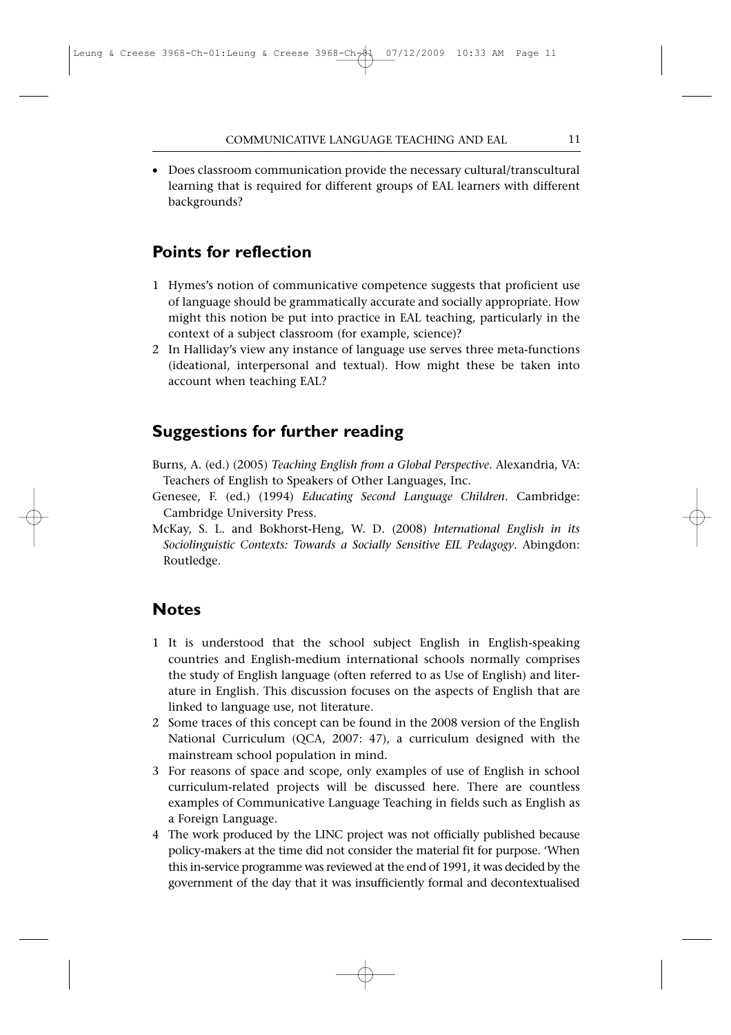- Does classroom communication provide the necessary cultural/transcultural learning that is required for different groups of EAL learners with different backgrounds?

## Points for reflection

1. Hymes's notion of communicative competence suggests that proficient use of language should be grammatically accurate and socially appropriate. How might this notion be put into practice in EAL teaching, particularly in the context of a subject classroom (for example, science)?
2. In Halliday's view any instance of language use serves three meta-functions (ideational, interpersonal and textual). How might these be taken into account when teaching EAL?

## Suggestions for further reading

Burns, A. (ed.) (2005) *Teaching English from a Global Perspective*. Alexandria, VA: Teachers of English to Speakers of Other Languages, Inc.

Genesee, F. (ed.) (1994) *Educating Second Language Children*. Cambridge: Cambridge University Press.

McKay, S. L. and Bokhorst-Heng, W. D. (2008) *International English in its Sociolinguistic Contexts: Towards a Socially Sensitive EIL Pedagogy*. Abingdon: Routledge.

## Notes

1. It is understood that the school subject English in English-speaking countries and English-medium international schools normally comprises the study of English language (often referred to as Use of English) and literature in English. This discussion focuses on the aspects of English that are linked to language use, not literature.
2. Some traces of this concept can be found in the 2008 version of the English National Curriculum (QCA, 2007: 47), a curriculum designed with the mainstream school population in mind.
3. For reasons of space and scope, only examples of use of English in school curriculum-related projects will be discussed here. There are countless examples of Communicative Language Teaching in fields such as English as a Foreign Language.
4. The work produced by the LINC project was not officially published because policy-makers at the time did not consider the material fit for purpose. 'When this in-service programme was reviewed at the end of 1991, it was decided by the government of the day that it was insufficiently formal and decontextualised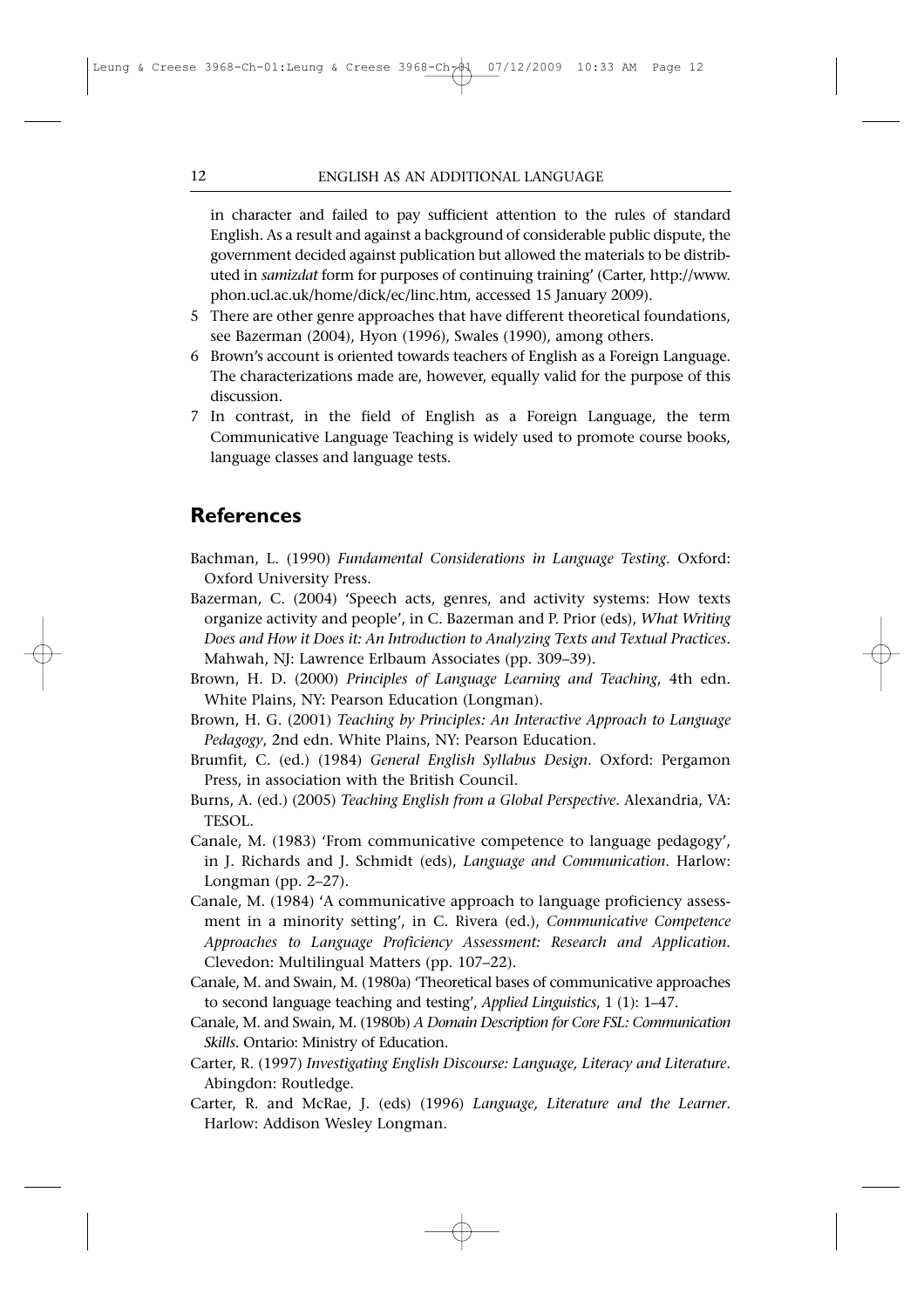in character and failed to pay sufficient attention to the rules of standard English. As a result and against a background of considerable public dispute, the government decided against publication but allowed the materials to be distributed in *samizdat* form for purposes of continuing training' (Carter, http://www.phon.ucl.ac.uk/home/dick/ec/linc.htm, accessed 15 January 2009).

5 There are other genre approaches that have different theoretical foundations, see Bazerman (2004), Hyon (1996), Swales (1990), among others.

6 Brown's account is oriented towards teachers of English as a Foreign Language. The characterizations made are, however, equally valid for the purpose of this discussion.

7 In contrast, in the field of English as a Foreign Language, the term Communicative Language Teaching is widely used to promote course books, language classes and language tests.

## References

Bachman, L. (1990) *Fundamental Considerations in Language Testing*. Oxford: Oxford University Press.

Bazerman, C. (2004) 'Speech acts, genres, and activity systems: How texts organize activity and people', in C. Bazerman and P. Prior (eds), *What Writing Does and How it Does it: An Introduction to Analyzing Texts and Textual Practices*. Mahwah, NJ: Lawrence Erlbaum Associates (pp. 309–39).

Brown, H. D. (2000) *Principles of Language Learning and Teaching*, 4th edn. White Plains, NY: Pearson Education (Longman).

Brown, H. G. (2001) *Teaching by Principles: An Interactive Approach to Language Pedagogy*, 2nd edn. White Plains, NY: Pearson Education.

Brumfit, C. (ed.) (1984) *General English Syllabus Design*. Oxford: Pergamon Press, in association with the British Council.

Burns, A. (ed.) (2005) *Teaching English from a Global Perspective*. Alexandria, VA: TESOL.

Canale, M. (1983) 'From communicative competence to language pedagogy', in J. Richards and J. Schmidt (eds), *Language and Communication*. Harlow: Longman (pp. 2–27).

Canale, M. (1984) 'A communicative approach to language proficiency assessment in a minority setting', in C. Rivera (ed.), *Communicative Competence Approaches to Language Proficiency Assessment: Research and Application*. Clevedon: Multilingual Matters (pp. 107–22).

Canale, M. and Swain, M. (1980a) 'Theoretical bases of communicative approaches to second language teaching and testing', *Applied Linguistics*, 1 (1): 1–47.

Canale, M. and Swain, M. (1980b) *A Domain Description for Core FSL: Communication Skills*. Ontario: Ministry of Education.

Carter, R. (1997) *Investigating English Discourse: Language, Literacy and Literature*. Abingdon: Routledge.

Carter, R. and McRae, J. (eds) (1996) *Language, Literature and the Learner*. Harlow: Addison Wesley Longman.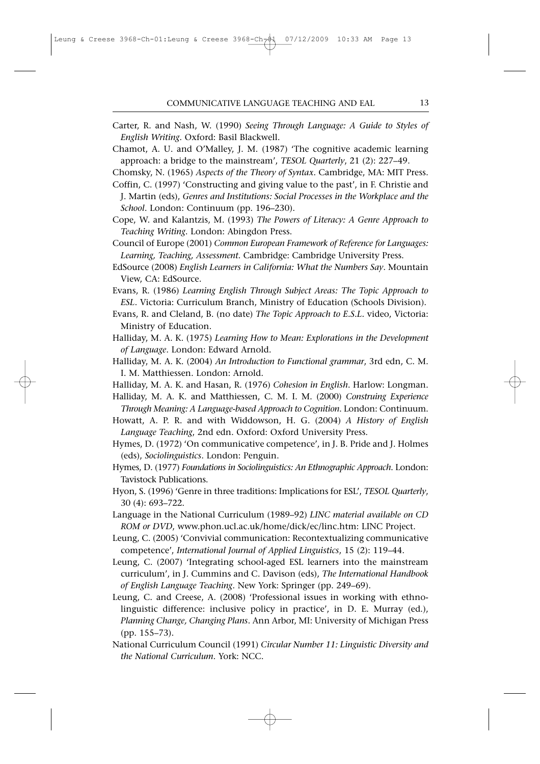Carter, R. and Nash, W. (1990) *Seeing Through Language: A Guide to Styles of English Writing*. Oxford: Basil Blackwell.

Chamot, A. U. and O'Malley, J. M. (1987) 'The cognitive academic learning approach: a bridge to the mainstream', *TESOL Quarterly*, 21 (2): 227–49.

Chomsky, N. (1965) *Aspects of the Theory of Syntax*. Cambridge, MA: MIT Press.

Coffin, C. (1997) 'Constructing and giving value to the past', in F. Christie and J. Martin (eds), *Genres and Institutions: Social Processes in the Workplace and the School*. London: Continuum (pp. 196–230).

Cope, W. and Kalantzis, M. (1993) *The Powers of Literacy: A Genre Approach to Teaching Writing*. London: Abingdon Press.

Council of Europe (2001) *Common European Framework of Reference for Languages: Learning, Teaching, Assessment*. Cambridge: Cambridge University Press.

EdSource (2008) *English Learners in California: What the Numbers Say*. Mountain View, CA: EdSource.

Evans, R. (1986) *Learning English Through Subject Areas: The Topic Approach to ESL*. Victoria: Curriculum Branch, Ministry of Education (Schools Division).

Evans, R. and Cleland, B. (no date) *The Topic Approach to E.S.L.* video, Victoria: Ministry of Education.

Halliday, M. A. K. (1975) *Learning How to Mean: Explorations in the Development of Language*. London: Edward Arnold.

Halliday, M. A. K. (2004) *An Introduction to Functional grammar*, 3rd edn, C. M. I. M. Matthiessen. London: Arnold.

Halliday, M. A. K. and Hasan, R. (1976) *Cohesion in English*. Harlow: Longman.

Halliday, M. A. K. and Matthiessen, C. M. I. M. (2000) *Construing Experience Through Meaning: A Language-based Approach to Cognition*. London: Continuum.

Howatt, A. P. R. and with Widdowson, H. G. (2004) *A History of English Language Teaching*, 2nd edn. Oxford: Oxford University Press.

Hymes, D. (1972) 'On communicative competence', in J. B. Pride and J. Holmes (eds), *Sociolinguistics*. London: Penguin.

Hymes, D. (1977) *Foundations in Sociolinguistics: An Ethnographic Approach*. London: Tavistock Publications.

Hyon, S. (1996) 'Genre in three traditions: Implications for ESL', *TESOL Quarterly*, 30 (4): 693–722.

Language in the National Curriculum (1989–92) *LINC material available on CD ROM or DVD*, www.phon.ucl.ac.uk/home/dick/ec/linc.htm: LINC Project.

Leung, C. (2005) 'Convivial communication: Recontextualizing communicative competence', *International Journal of Applied Linguistics*, 15 (2): 119–44.

Leung, C. (2007) 'Integrating school-aged ESL learners into the mainstream curriculum', in J. Cummins and C. Davison (eds), *The International Handbook of English Language Teaching*. New York: Springer (pp. 249–69).

Leung, C. and Creese, A. (2008) 'Professional issues in working with ethno-linguistic difference: inclusive policy in practice', in D. E. Murray (ed.), *Planning Change, Changing Plans*. Ann Arbor, MI: University of Michigan Press (pp. 155–73).

National Curriculum Council (1991) *Circular Number 11: Linguistic Diversity and the National Curriculum*. York: NCC.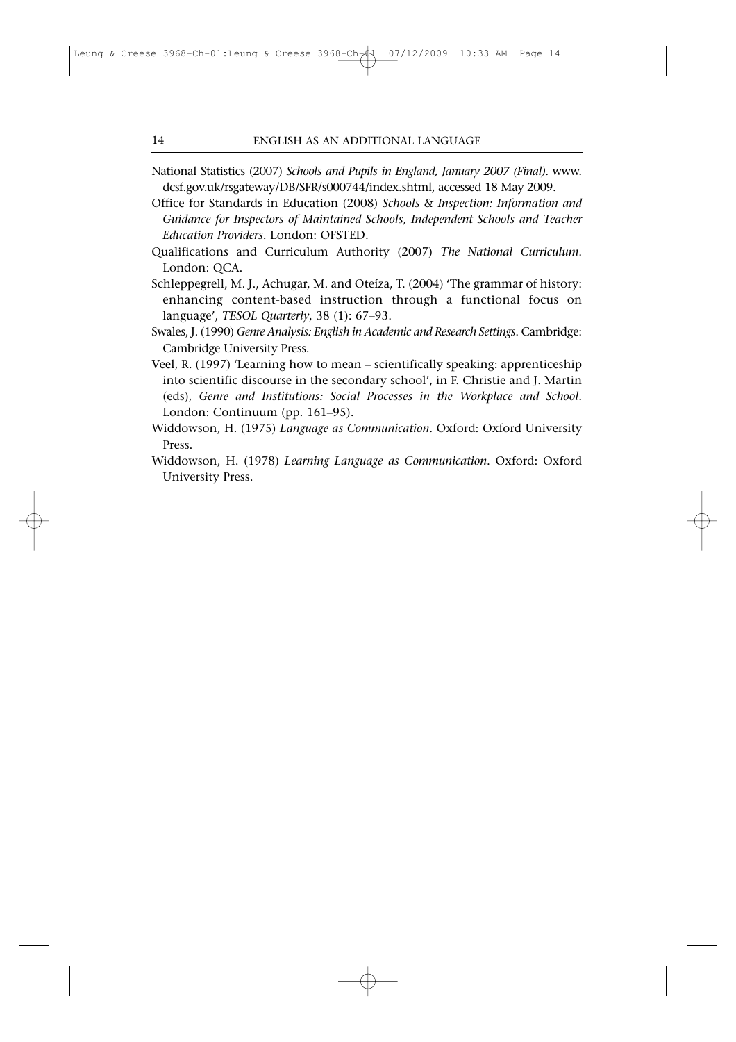National Statistics (2007) *Schools and Pupils in England, January 2007 (Final)*. www.dcsf.gov.uk/rsgateway/DB/SFR/s000744/index.shtml, accessed 18 May 2009.

Office for Standards in Education (2008) *Schools & Inspection: Information and Guidance for Inspectors of Maintained Schools, Independent Schools and Teacher Education Providers*. London: OFSTED.

Qualifications and Curriculum Authority (2007) *The National Curriculum*. London: QCA.

Schleppegrell, M. J., Achugar, M. and Oteíza, T. (2004) 'The grammar of history: enhancing content-based instruction through a functional focus on language', *TESOL Quarterly*, 38 (1): 67–93.

Swales, J. (1990) *Genre Analysis: English in Academic and Research Settings*. Cambridge: Cambridge University Press.

Veel, R. (1997) 'Learning how to mean – scientifically speaking: apprenticeship into scientific discourse in the secondary school', in F. Christie and J. Martin (eds), *Genre and Institutions: Social Processes in the Workplace and School*. London: Continuum (pp. 161–95).

Widdowson, H. (1975) *Language as Communication*. Oxford: Oxford University Press.

Widdowson, H. (1978) *Learning Language as Communication*. Oxford: Oxford University Press.